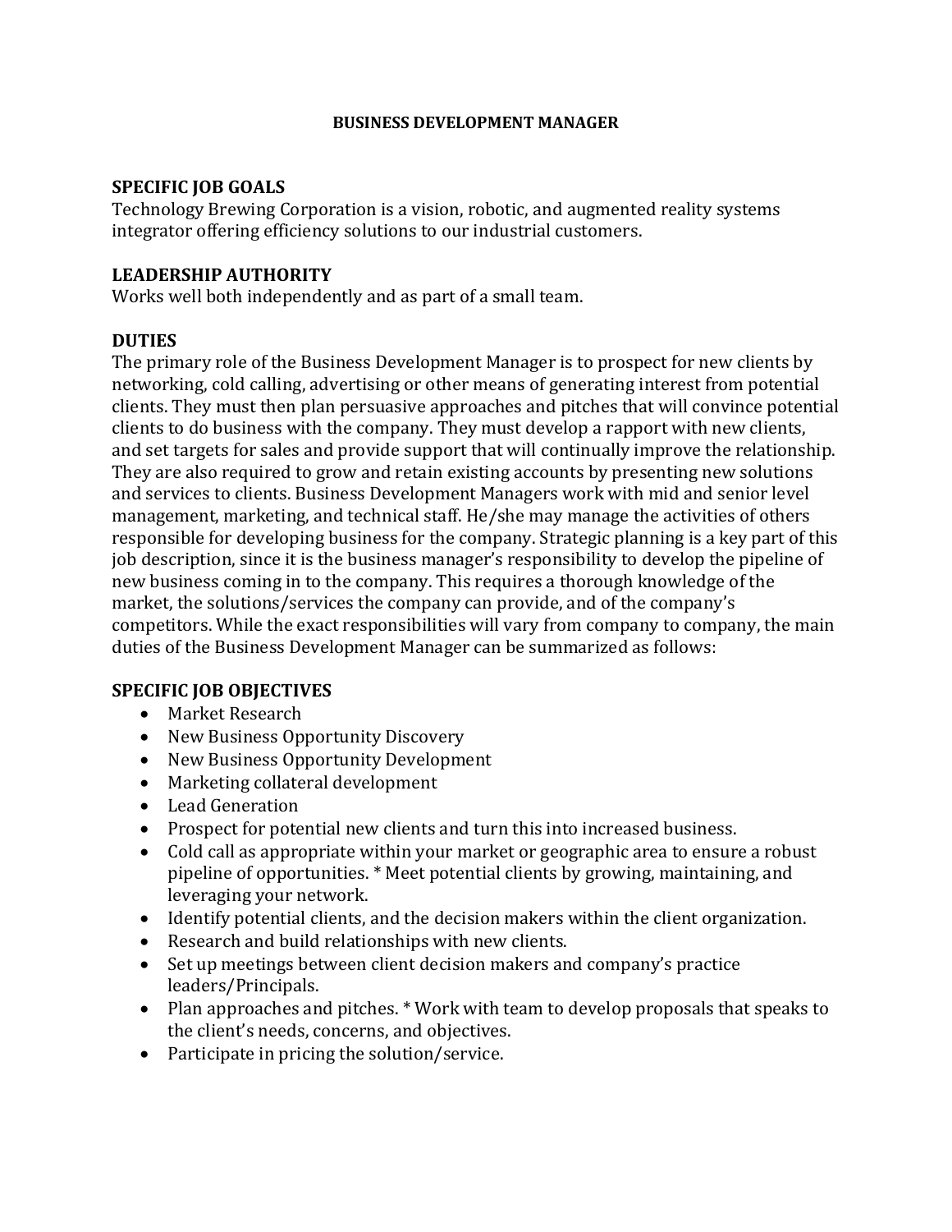# BUSINESS DEVELOPMENT MANAGER

## SPECIFIC JOB GOALS

Technology Brewing Corporation is a vision, robotic, and augmented reality systems integrator offering efficiency solutions to our industrial customers.

## LEADERSHIP AUTHORITY

Works well both independently and as part of a small team.

## DUTIES

The primary role of the Business Development Manager is to prospect for new clients by networking, cold calling, advertising or other means of generating interest from potential clients. They must then plan persuasive approaches and pitches that will convince potential clients to do business with the company. They must develop a rapport with new clients, and set targets for sales and provide support that will continually improve the relationship. They are also required to grow and retain existing accounts by presenting new solutions and services to clients. Business Development Managers work with mid and senior level management, marketing, and technical staff. He/she may manage the activities of others responsible for developing business for the company. Strategic planning is a key part of this job description, since it is the business manager's responsibility to develop the pipeline of new business coming in to the company. This requires a thorough knowledge of the market, the solutions/services the company can provide, and of the company's competitors. While the exact responsibilities will vary from company to company, the main duties of the Business Development Manager can be summarized as follows:

## SPECIFIC JOB OBJECTIVES

- Market Research
- New Business Opportunity Discovery
- New Business Opportunity Development
- Marketing collateral development
- Lead Generation
- Prospect for potential new clients and turn this into increased business.
- Cold call as appropriate within your market or geographic area to ensure a robust pipeline of opportunities. * Meet potential clients by growing, maintaining, and leveraging your network.
- Identify potential clients, and the decision makers within the client organization.
- Research and build relationships with new clients.
- Set up meetings between client decision makers and company's practice leaders/Principals.
- Plan approaches and pitches. * Work with team to develop proposals that speaks to the client's needs, concerns, and objectives.
- Participate in pricing the solution/service.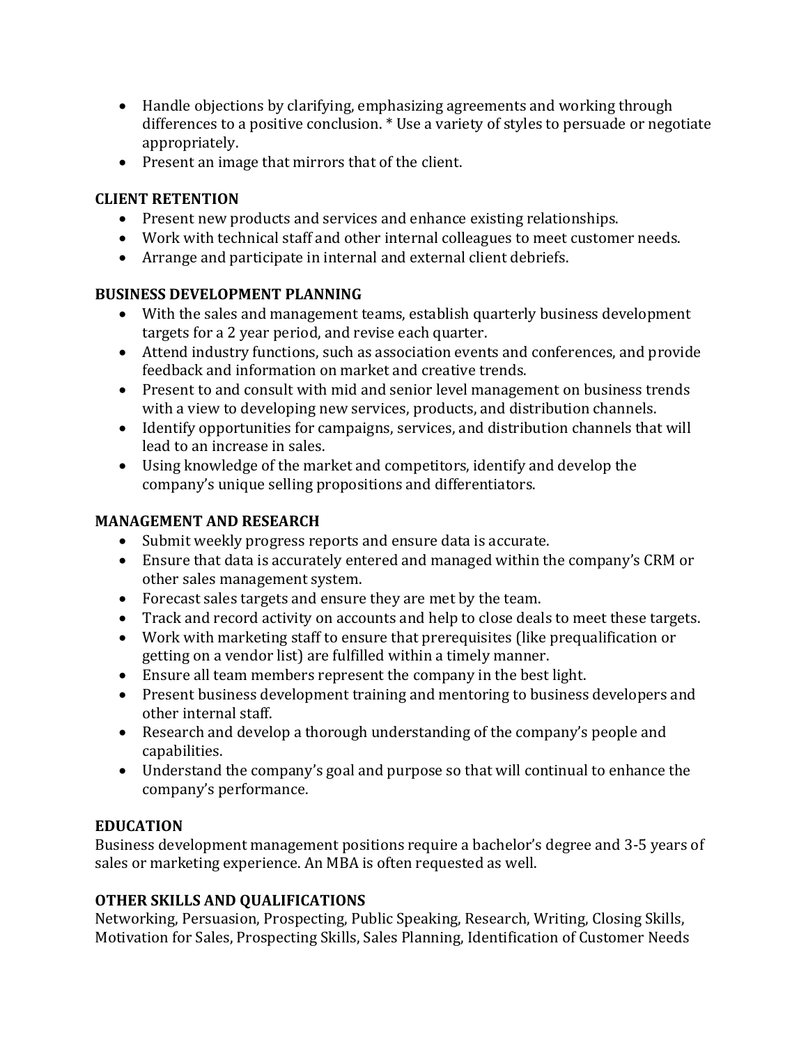- Handle objections by clarifying, emphasizing agreements and working through differences to a positive conclusion. * Use a variety of styles to persuade or negotiate appropriately.
- Present an image that mirrors that of the client.

**CLIENT RETENTION**

- Present new products and services and enhance existing relationships.
- Work with technical staff and other internal colleagues to meet customer needs.
- Arrange and participate in internal and external client debriefs.

**BUSINESS DEVELOPMENT PLANNING**

- With the sales and management teams, establish quarterly business development targets for a 2 year period, and revise each quarter.
- Attend industry functions, such as association events and conferences, and provide feedback and information on market and creative trends.
- Present to and consult with mid and senior level management on business trends with a view to developing new services, products, and distribution channels.
- Identify opportunities for campaigns, services, and distribution channels that will lead to an increase in sales.
- Using knowledge of the market and competitors, identify and develop the company's unique selling propositions and differentiators.

**MANAGEMENT AND RESEARCH**

- Submit weekly progress reports and ensure data is accurate.
- Ensure that data is accurately entered and managed within the company's CRM or other sales management system.
- Forecast sales targets and ensure they are met by the team.
- Track and record activity on accounts and help to close deals to meet these targets.
- Work with marketing staff to ensure that prerequisites (like prequalification or getting on a vendor list) are fulfilled within a timely manner.
- Ensure all team members represent the company in the best light.
- Present business development training and mentoring to business developers and other internal staff.
- Research and develop a thorough understanding of the company's people and capabilities.
- Understand the company's goal and purpose so that will continual to enhance the company's performance.

**EDUCATION**

Business development management positions require a bachelor's degree and 3-5 years of sales or marketing experience. An MBA is often requested as well.

**OTHER SKILLS AND QUALIFICATIONS**

Networking, Persuasion, Prospecting, Public Speaking, Research, Writing, Closing Skills, Motivation for Sales, Prospecting Skills, Sales Planning, Identification of Customer Needs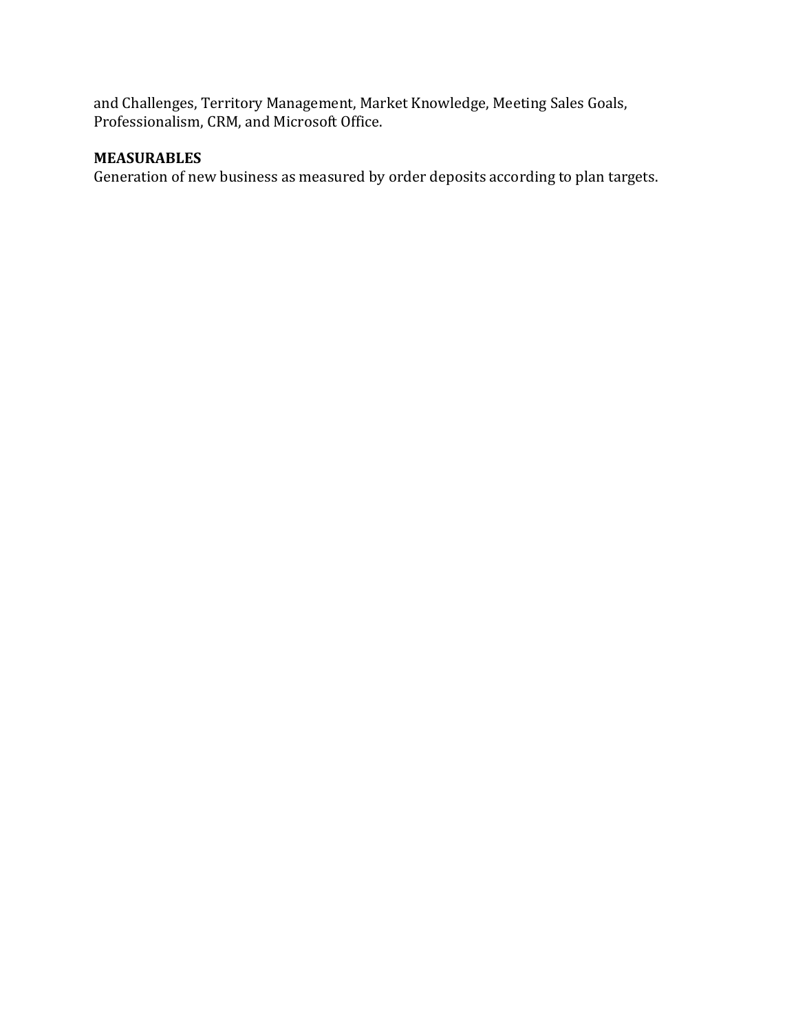and Challenges, Territory Management, Market Knowledge, Meeting Sales Goals, Professionalism, CRM, and Microsoft Office.

**MEASURABLES**

Generation of new business as measured by order deposits according to plan targets.